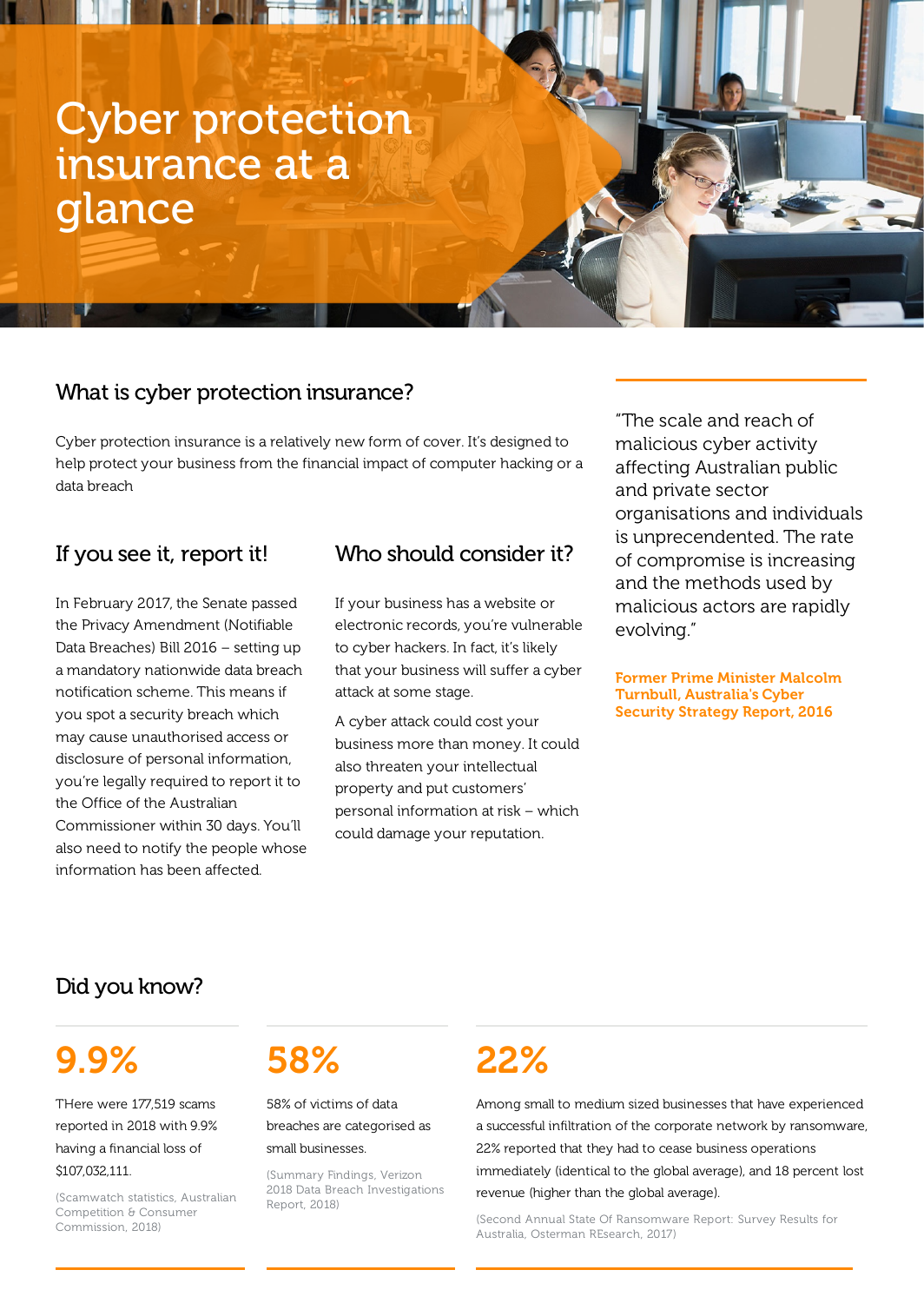# Cyber protection insurance at a glance

## What is cyber protection insurance?

Cyber protection insurance is a relatively new form of cover. It's designed to help protect your business from the financial impact of computer hacking or a data breach

## If you see it, report it!

In February 2017, the Senate passed the Privacy Amendment (Notifiable Data Breaches) Bill 2016 – setting up a mandatory nationwide data breach notification scheme. This means if you spot a security breach which may cause unauthorised access or disclosure of personal information, you're legally required to report it to the Office of the Australian Commissioner within 30 days. You'll also need to notify the people whose information has been affected.

## Who should consider it?

If your business has a website or electronic records, you're vulnerable to cyber hackers. In fact, it's likely that your business will suffer a cyber attack at some stage.

A cyber attack could cost your business more than money. It could also threaten your intellectual property and put customers' personal information at risk – which could damage your reputation.

"The scale and reach of malicious cyber activity affecting Australian public and private sector organisations and individuals is unprecendented. The rate of compromise is increasing and the methods used by malicious actors are rapidly evolving."

**Former Prime Minister Malcolm Turnbull, Australia's Cyber Security Strategy Report, 2016**

## Did you know?

**9.9%**

THere were 177,519 scams reported in 2018 with 9.9% having a financial loss of $107,032,111.

(Scamwatch statistics, Australian Competition & Consumer Commission, 2018)

**58%**

58% of victims of data breaches are categorised as small businesses.

(Summary Findings, Verizon 2018 Data Breach Investigations Report, 2018)

**22%**

Among small to medium sized businesses that have experienced a successful infiltration of the corporate network by ransomware, 22% reported that they had to cease business operations immediately (identical to the global average), and 18 percent lost revenue (higher than the global average).

(Second Annual State Of Ransomware Report: Survey Results for Australia, Osterman REsearch, 2017)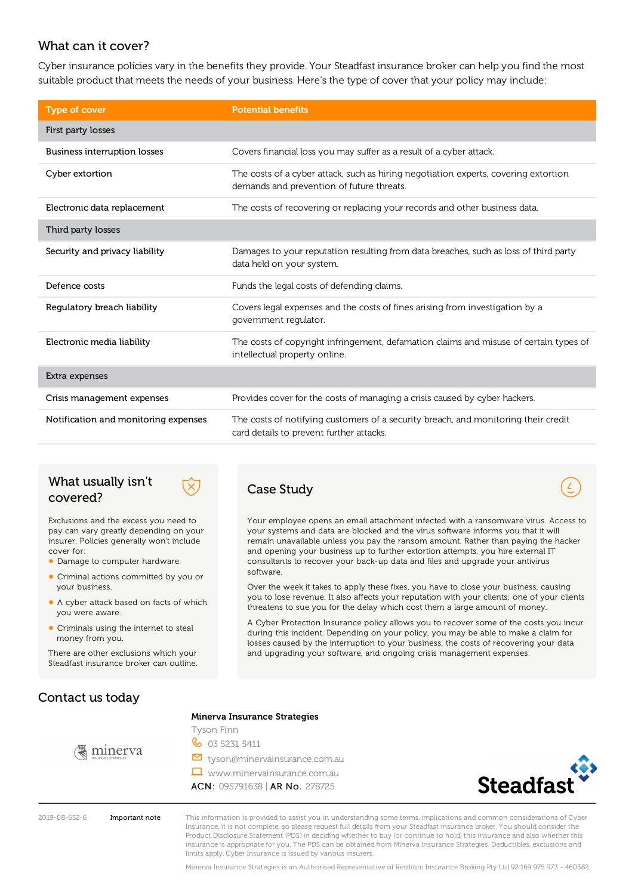## What can it cover?

Cyber insurance policies vary in the benefits they provide. Your Steadfast insurance broker can help you find the most suitable product that meets the needs of your business. Here's the type of cover that your policy may include:

| Type of cover | Potential benefits |
|---|---|
| **First party losses** | |
| Business interruption losses | Covers financial loss you may suffer as a result of a cyber attack. |
| Cyber extortion | The costs of a cyber attack, such as hiring negotiation experts, covering extortion demands and prevention of future threats. |
| Electronic data replacement | The costs of recovering or replacing your records and other business data. |
| **Third party losses** | |
| Security and privacy liability | Damages to your reputation resulting from data breaches, such as loss of third party data held on your system. |
| Defence costs | Funds the legal costs of defending claims. |
| Regulatory breach liability | Covers legal expenses and the costs of fines arising from investigation by a government regulator. |
| Electronic media liability | The costs of copyright infringement, defamation claims and misuse of certain types of intellectual property online. |
| **Extra expenses** | |
| Crisis management expenses | Provides cover for the costs of managing a crisis caused by cyber hackers. |
| Notification and monitoring expenses | The costs of notifying customers of a security breach, and monitoring their credit card details to prevent further attacks. |

### What usually isn't covered?

Exclusions and the excess you need to pay can vary greatly depending on your insurer. Policies generally won't include cover for:

- Damage to computer hardware.
- Criminal actions committed by you or your business.
- A cyber attack based on facts of which you were aware.
- Criminals using the internet to steal money from you.

There are other exclusions which your Steadfast insurance broker can outline.

### Case Study

Your employee opens an email attachment infected with a ransomware virus. Access to your systems and data are blocked and the virus software informs you that it will remain unavailable unless you pay the ransom amount. Rather than paying the hacker and opening your business up to further extortion attempts, you hire external IT consultants to recover your back-up data and files and upgrade your antivirus software.

Over the week it takes to apply these fixes, you have to close your business, causing you to lose revenue. It also affects your reputation with your clients; one of your clients threatens to sue you for the delay which cost them a large amount of money.

A Cyber Protection Insurance policy allows you to recover some of the costs you incur during this incident. Depending on your policy, you may be able to make a claim for losses caused by the interruption to your business, the costs of recovering your data and upgrading your software, and ongoing crisis management expenses.

## Contact us today

**Minerva Insurance Strategies**
Tyson Finn
03 5231 5411
tyson@minervainsurance.com.au
www.minervainsurance.com.au
**ACN:** 095791638 | **AR No.** 278725

Steadfast

2019-08-652-6

**Important note**

This information is provided to assist you in understanding some terms, implications and common considerations of Cyber Insurance, it is not complete, so please request full details from your Steadfast insurance broker. You should consider the Product Disclosure Statement (PDS) in deciding whether to buy (or continue to hold) this insurance and also whether this insurance is appropriate for you. The PDS can be obtained from Minerva Insurance Strategies. Deductibles, exclusions and limits apply. Cyber Insurance is issued by various insurers.

Minerva Insurance Strategies is an Authorised Representative of Resilium Insurance Broking Pty Ltd 92 169 975 973 - 460382